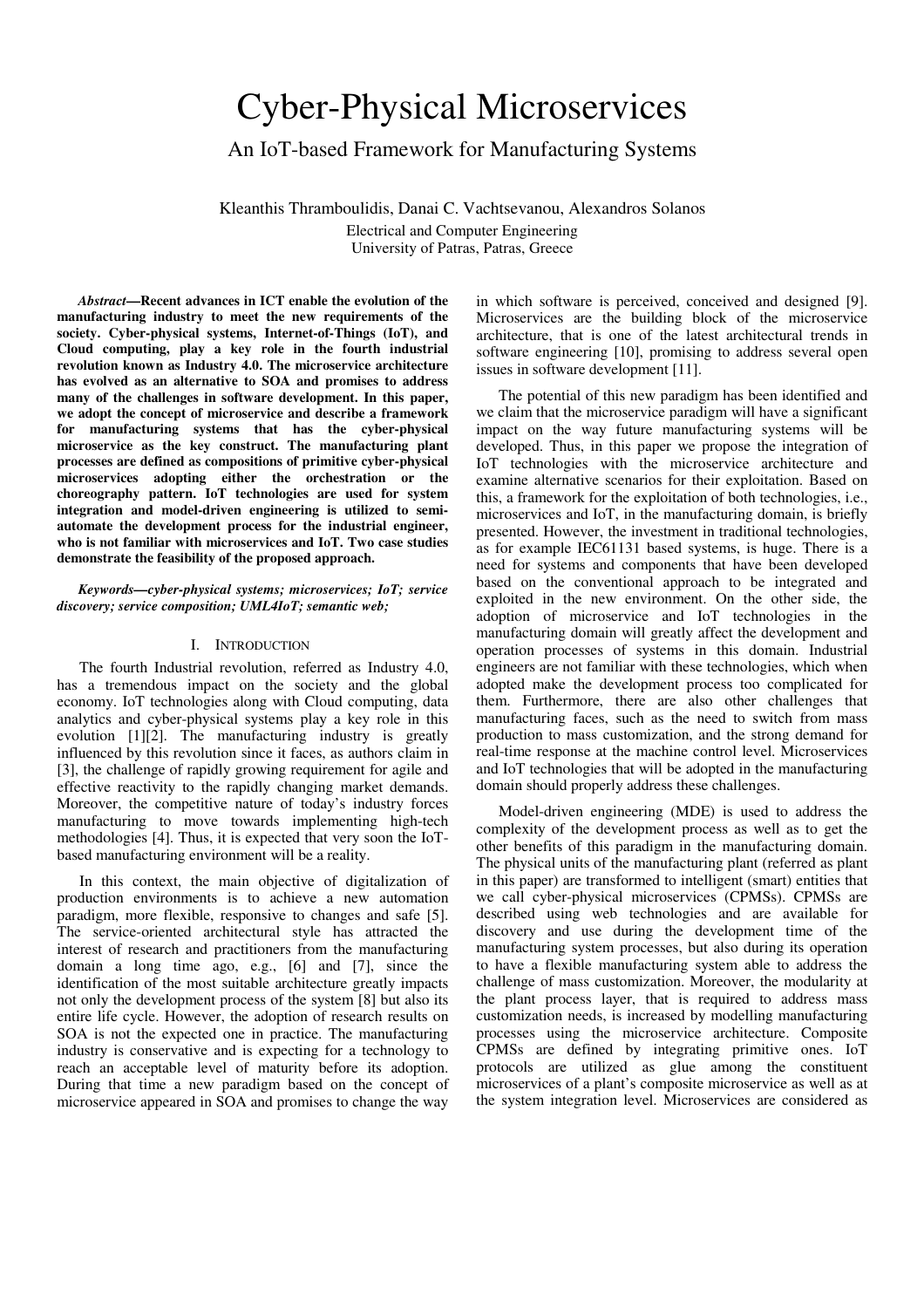# Cyber-Physical Microservices

## An IoT-based Framework for Manufacturing Systems

Kleanthis Thramboulidis, Danai C. Vachtsevanou, Alexandros Solanos

Electrical and Computer Engineering
University of Patras, Patras, Greece

***Abstract*—Recent advances in ICT enable the evolution of the manufacturing industry to meet the new requirements of the society. Cyber-physical systems, Internet-of-Things (IoT), and Cloud computing, play a key role in the fourth industrial revolution known as Industry 4.0. The microservice architecture has evolved as an alternative to SOA and promises to address many of the challenges in software development. In this paper, we adopt the concept of microservice and describe a framework for manufacturing systems that has the cyber-physical microservice as the key construct. The manufacturing plant processes are defined as compositions of primitive cyber-physical microservices adopting either the orchestration or the choreography pattern. IoT technologies are used for system integration and model-driven engineering is utilized to semi-automate the development process for the industrial engineer, who is not familiar with microservices and IoT. Two case studies demonstrate the feasibility of the proposed approach.**

***Keywords—cyber-physical systems; microservices; IoT; service discovery; service composition; UML4IoT; semantic web;***

## I. Introduction

The fourth Industrial revolution, referred as Industry 4.0, has a tremendous impact on the society and the global economy. IoT technologies along with Cloud computing, data analytics and cyber-physical systems play a key role in this evolution [1][2]. The manufacturing industry is greatly influenced by this revolution since it faces, as authors claim in [3], the challenge of rapidly growing requirement for agile and effective reactivity to the rapidly changing market demands. Moreover, the competitive nature of today's industry forces manufacturing to move towards implementing high-tech methodologies [4]. Thus, it is expected that very soon the IoT-based manufacturing environment will be a reality.

In this context, the main objective of digitalization of production environments is to achieve a new automation paradigm, more flexible, responsive to changes and safe [5]. The service-oriented architectural style has attracted the interest of research and practitioners from the manufacturing domain a long time ago, e.g., [6] and [7], since the identification of the most suitable architecture greatly impacts not only the development process of the system [8] but also its entire life cycle. However, the adoption of research results on SOA is not the expected one in practice. The manufacturing industry is conservative and is expecting for a technology to reach an acceptable level of maturity before its adoption. During that time a new paradigm based on the concept of microservice appeared in SOA and promises to change the way in which software is perceived, conceived and designed [9]. Microservices are the building block of the microservice architecture, that is one of the latest architectural trends in software engineering [10], promising to address several open issues in software development [11].

The potential of this new paradigm has been identified and we claim that the microservice paradigm will have a significant impact on the way future manufacturing systems will be developed. Thus, in this paper we propose the integration of IoT technologies with the microservice architecture and examine alternative scenarios for their exploitation. Based on this, a framework for the exploitation of both technologies, i.e., microservices and IoT, in the manufacturing domain, is briefly presented. However, the investment in traditional technologies, as for example IEC61131 based systems, is huge. There is a need for systems and components that have been developed based on the conventional approach to be integrated and exploited in the new environment. On the other side, the adoption of microservice and IoT technologies in the manufacturing domain will greatly affect the development and operation processes of systems in this domain. Industrial engineers are not familiar with these technologies, which when adopted make the development process too complicated for them. Furthermore, there are also other challenges that manufacturing faces, such as the need to switch from mass production to mass customization, and the strong demand for real-time response at the machine control level. Microservices and IoT technologies that will be adopted in the manufacturing domain should properly address these challenges.

Model-driven engineering (MDE) is used to address the complexity of the development process as well as to get the other benefits of this paradigm in the manufacturing domain. The physical units of the manufacturing plant (referred as plant in this paper) are transformed to intelligent (smart) entities that we call cyber-physical microservices (CPMSs). CPMSs are described using web technologies and are available for discovery and use during the development time of the manufacturing system processes, but also during its operation to have a flexible manufacturing system able to address the challenge of mass customization. Moreover, the modularity at the plant process layer, that is required to address mass customization needs, is increased by modelling manufacturing processes using the microservice architecture. Composite CPMSs are defined by integrating primitive ones. IoT protocols are utilized as glue among the constituent microservices of a plant's composite microservice as well as at the system integration level. Microservices are considered as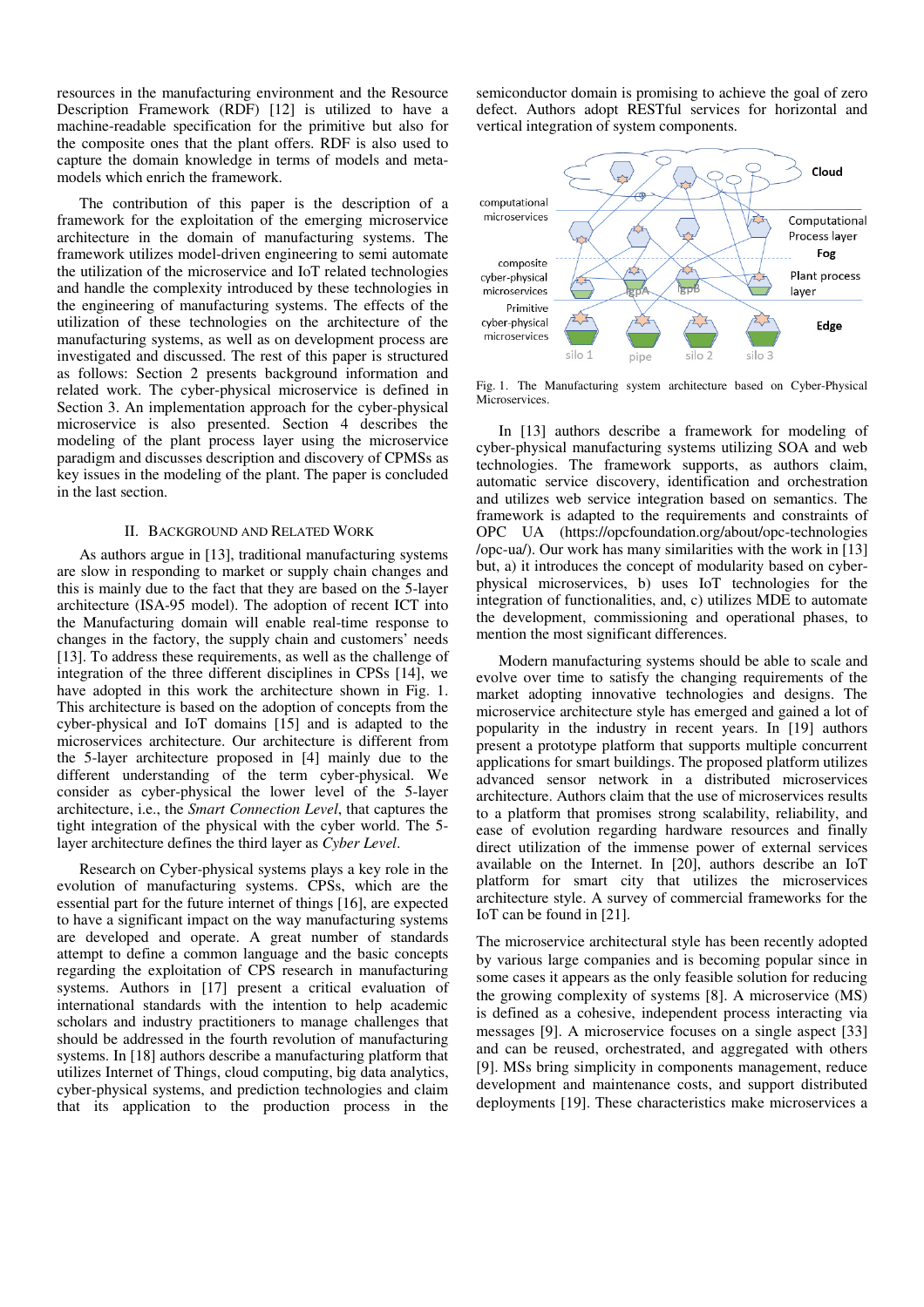resources in the manufacturing environment and the Resource Description Framework (RDF) [12] is utilized to have a machine-readable specification for the primitive but also for the composite ones that the plant offers. RDF is also used to capture the domain knowledge in terms of models and meta-models which enrich the framework.

The contribution of this paper is the description of a framework for the exploitation of the emerging microservice architecture in the domain of manufacturing systems. The framework utilizes model-driven engineering to semi automate the utilization of the microservice and IoT related technologies and handle the complexity introduced by these technologies in the engineering of manufacturing systems. The effects of the utilization of these technologies on the architecture of the manufacturing systems, as well as on development process are investigated and discussed. The rest of this paper is structured as follows: Section 2 presents background information and related work. The cyber-physical microservice is defined in Section 3. An implementation approach for the cyber-physical microservice is also presented. Section 4 describes the modeling of the plant process layer using the microservice paradigm and discusses description and discovery of CPMSs as key issues in the modeling of the plant. The paper is concluded in the last section.

## II. Background and Related Work

As authors argue in [13], traditional manufacturing systems are slow in responding to market or supply chain changes and this is mainly due to the fact that they are based on the 5-layer architecture (ISA-95 model). The adoption of recent ICT into the Manufacturing domain will enable real-time response to changes in the factory, the supply chain and customers' needs [13]. To address these requirements, as well as the challenge of integration of the three different disciplines in CPSs [14], we have adopted in this work the architecture shown in Fig. 1. This architecture is based on the adoption of concepts from the cyber-physical and IoT domains [15] and is adapted to the microservices architecture. Our architecture is different from the 5-layer architecture proposed in [4] mainly due to the different understanding of the term cyber-physical. We consider as cyber-physical the lower level of the 5-layer architecture, i.e., the *Smart Connection Level*, that captures the tight integration of the physical with the cyber world. The 5-layer architecture defines the third layer as *Cyber Level*.

Research on Cyber-physical systems plays a key role in the evolution of manufacturing systems. CPSs, which are the essential part for the future internet of things [16], are expected to have a significant impact on the way manufacturing systems are developed and operate. A great number of standards attempt to define a common language and the basic concepts regarding the exploitation of CPS research in manufacturing systems. Authors in [17] present a critical evaluation of international standards with the intention to help academic scholars and industry practitioners to manage challenges that should be addressed in the fourth revolution of manufacturing systems. In [18] authors describe a manufacturing platform that utilizes Internet of Things, cloud computing, big data analytics, cyber-physical systems, and prediction technologies and claim that its application to the production process in the semiconductor domain is promising to achieve the goal of zero defect. Authors adopt RESTful services for horizontal and vertical integration of system components.

Fig. 1. The Manufacturing system architecture based on Cyber-Physical Microservices.

In [13] authors describe a framework for modeling of cyber-physical manufacturing systems utilizing SOA and web technologies. The framework supports, as authors claim, automatic service discovery, identification and orchestration and utilizes web service integration based on semantics. The framework is adapted to the requirements and constraints of OPC UA (https://opcfoundation.org/about/opc-technologies/opc-ua/). Our work has many similarities with the work in [13] but, a) it introduces the concept of modularity based on cyber-physical microservices, b) uses IoT technologies for the integration of functionalities, and, c) utilizes MDE to automate the development, commissioning and operational phases, to mention the most significant differences.

Modern manufacturing systems should be able to scale and evolve over time to satisfy the changing requirements of the market adopting innovative technologies and designs. The microservice architecture style has emerged and gained a lot of popularity in the industry in recent years. In [19] authors present a prototype platform that supports multiple concurrent applications for smart buildings. The proposed platform utilizes advanced sensor network in a distributed microservices architecture. Authors claim that the use of microservices results to a platform that promises strong scalability, reliability, and ease of evolution regarding hardware resources and finally direct utilization of the immense power of external services available on the Internet. In [20], authors describe an IoT platform for smart city that utilizes the microservices architecture style. A survey of commercial frameworks for the IoT can be found in [21].

The microservice architectural style has been recently adopted by various large companies and is becoming popular since in some cases it appears as the only feasible solution for reducing the growing complexity of systems [8]. A microservice (MS) is defined as a cohesive, independent process interacting via messages [9]. A microservice focuses on a single aspect [33] and can be reused, orchestrated, and aggregated with others [9]. MSs bring simplicity in components management, reduce development and maintenance costs, and support distributed deployments [19]. These characteristics make microservices a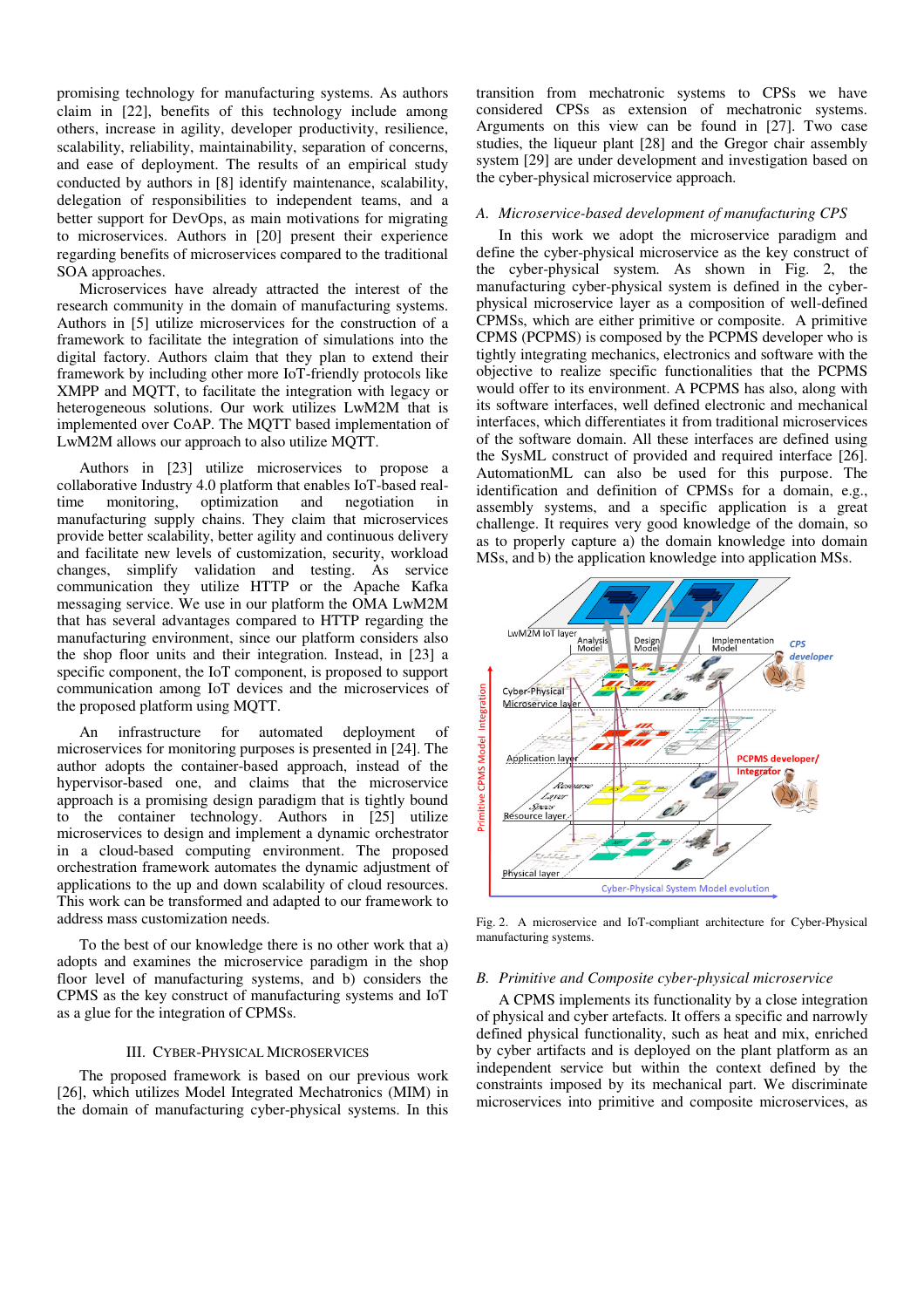promising technology for manufacturing systems. As authors claim in [22], benefits of this technology include among others, increase in agility, developer productivity, resilience, scalability, reliability, maintainability, separation of concerns, and ease of deployment. The results of an empirical study conducted by authors in [8] identify maintenance, scalability, delegation of responsibilities to independent teams, and a better support for DevOps, as main motivations for migrating to microservices. Authors in [20] present their experience regarding benefits of microservices compared to the traditional SOA approaches.

Microservices have already attracted the interest of the research community in the domain of manufacturing systems. Authors in [5] utilize microservices for the construction of a framework to facilitate the integration of simulations into the digital factory. Authors claim that they plan to extend their framework by including other more IoT-friendly protocols like XMPP and MQTT, to facilitate the integration with legacy or heterogeneous solutions. Our work utilizes LwM2M that is implemented over CoAP. The MQTT based implementation of LwM2M allows our approach to also utilize MQTT.

Authors in [23] utilize microservices to propose a collaborative Industry 4.0 platform that enables IoT-based real-time monitoring, optimization and negotiation in manufacturing supply chains. They claim that microservices provide better scalability, better agility and continuous delivery and facilitate new levels of customization, security, workload changes, simplify validation and testing. As service communication they utilize HTTP or the Apache Kafka messaging service. We use in our platform the OMA LwM2M that has several advantages compared to HTTP regarding the manufacturing environment, since our platform considers also the shop floor units and their integration. Instead, in [23] a specific component, the IoT component, is proposed to support communication among IoT devices and the microservices of the proposed platform using MQTT.

An infrastructure for automated deployment of microservices for monitoring purposes is presented in [24]. The author adopts the container-based approach, instead of the hypervisor-based one, and claims that the microservice approach is a promising design paradigm that is tightly bound to the container technology. Authors in [25] utilize microservices to design and implement a dynamic orchestrator in a cloud-based computing environment. The proposed orchestration framework automates the dynamic adjustment of applications to the up and down scalability of cloud resources. This work can be transformed and adapted to our framework to address mass customization needs.

To the best of our knowledge there is no other work that a) adopts and examines the microservice paradigm in the shop floor level of manufacturing systems, and b) considers the CPMS as the key construct of manufacturing systems and IoT as a glue for the integration of CPMSs.

## III. Cyber-Physical Microservices

The proposed framework is based on our previous work [26], which utilizes Model Integrated Mechatronics (MIM) in the domain of manufacturing cyber-physical systems. In this transition from mechatronic systems to CPSs we have considered CPSs as extension of mechatronic systems. Arguments on this view can be found in [27]. Two case studies, the liqueur plant [28] and the Gregor chair assembly system [29] are under development and investigation based on the cyber-physical microservice approach.

### A. Microservice-based development of manufacturing CPS

In this work we adopt the microservice paradigm and define the cyber-physical microservice as the key construct of the cyber-physical system. As shown in Fig. 2, the manufacturing cyber-physical system is defined in the cyber-physical microservice layer as a composition of well-defined CPMSs, which are either primitive or composite. A primitive CPMS (PCPMS) is composed by the PCPMS developer who is tightly integrating mechanics, electronics and software with the objective to realize specific functionalities that the PCPMS would offer to its environment. A PCPMS has also, along with its software interfaces, well defined electronic and mechanical interfaces, which differentiates it from traditional microservices of the software domain. All these interfaces are defined using the SysML construct of provided and required interface [26]. AutomationML can also be used for this purpose. The identification and definition of CPMSs for a domain, e.g., assembly systems, and a specific application is a great challenge. It requires very good knowledge of the domain, so as to properly capture a) the domain knowledge into domain MSs, and b) the application knowledge into application MSs.

Fig. 2. A microservice and IoT-compliant architecture for Cyber-Physical manufacturing systems.

### B. Primitive and Composite cyber-physical microservice

A CPMS implements its functionality by a close integration of physical and cyber artefacts. It offers a specific and narrowly defined physical functionality, such as heat and mix, enriched by cyber artifacts and is deployed on the plant platform as an independent service but within the context defined by the constraints imposed by its mechanical part. We discriminate microservices into primitive and composite microservices, as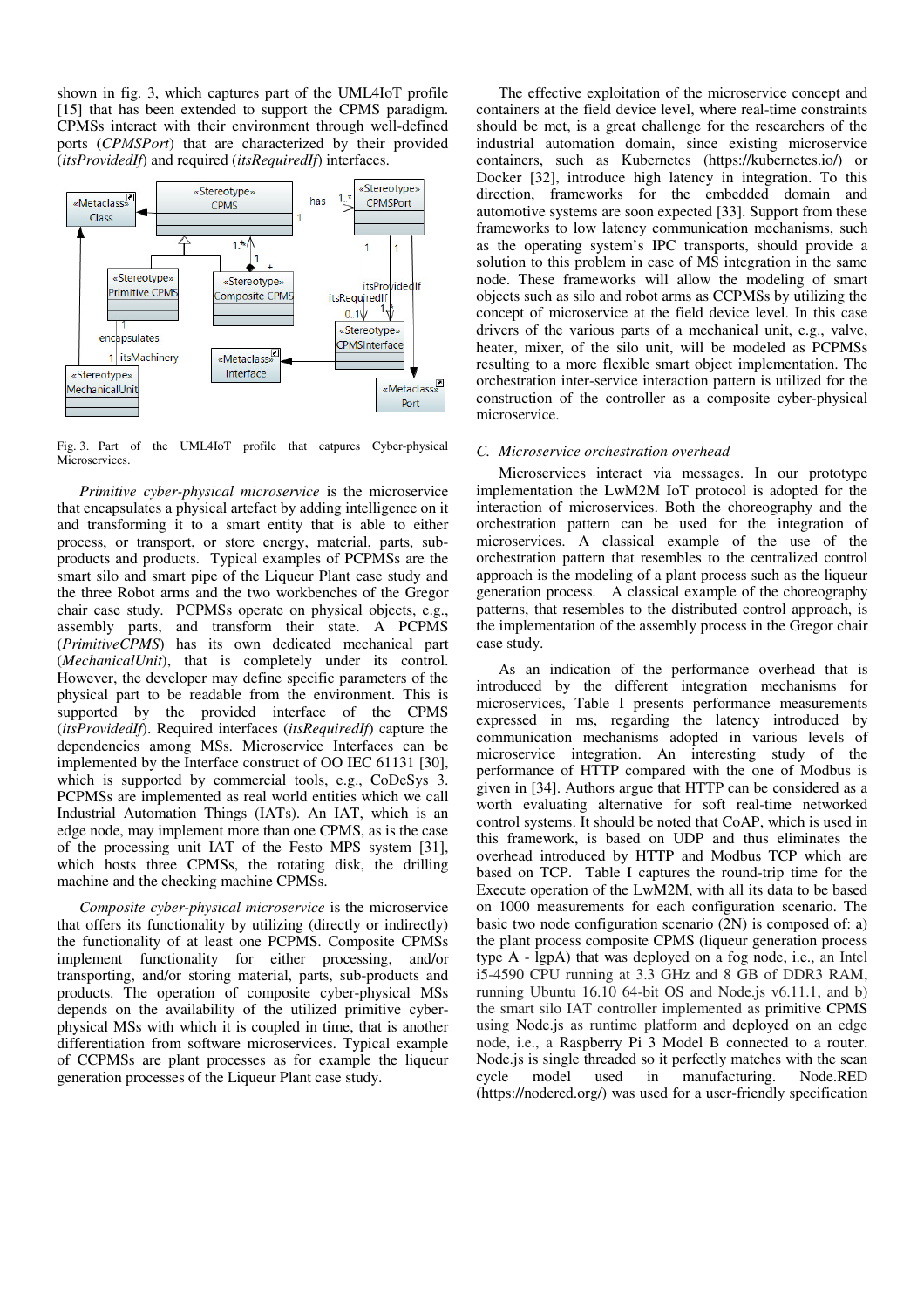shown in fig. 3, which captures part of the UML4IoT profile [15] that has been extended to support the CPMS paradigm. CPMSs interact with their environment through well-defined ports (*CPMSPort*) that are characterized by their provided (*itsProvidedIf*) and required (*itsRequiredIf*) interfaces.

«Metaclass» Class

«Stereotype» CPMS

has 1..* 1

«Stereotype» CPMSPort

«Stereotype» Primitive CPMS

«Stereotype» Composite CPMS

1..* +

encapsulates

1 itsMachinery

«Stereotype» MechanicalUnit

«Metaclass» Interface

itsRequiredIf 0..1

itsProvidedIf 1 1..*

1 1

«Stereotype» CPMSInterface

«Metaclass» Port

Fig. 3. Part of the UML4IoT profile that catpures Cyber-physical Microservices.

*Primitive cyber-physical microservice* is the microservice that encapsulates a physical artefact by adding intelligence on it and transforming it to a smart entity that is able to either process, or transport, or store energy, material, parts, sub-products and products. Typical examples of PCPMSs are the smart silo and smart pipe of the Liqueur Plant case study and the three Robot arms and the two workbenches of the Gregor chair case study. PCPMSs operate on physical objects, e.g., assembly parts, and transform their state. A PCPMS (*PrimitiveCPMS*) has its own dedicated mechanical part (*MechanicalUnit*), that is completely under its control. However, the developer may define specific parameters of the physical part to be readable from the environment. This is supported by the provided interface of the CPMS (*itsProvidedIf*). Required interfaces (*itsRequiredIf*) capture the dependencies among MSs. Microservice Interfaces can be implemented by the Interface construct of OO IEC 61131 [30], which is supported by commercial tools, e.g., CoDeSys 3. PCPMSs are implemented as real world entities which we call Industrial Automation Things (IATs). An IAT, which is an edge node, may implement more than one CPMS, as is the case of the processing unit IAT of the Festo MPS system [31], which hosts three CPMSs, the rotating disk, the drilling machine and the checking machine CPMSs.

*Composite cyber-physical microservice* is the microservice that offers its functionality by utilizing (directly or indirectly) the functionality of at least one PCPMS. Composite CPMSs implement functionality for either processing, and/or transporting, and/or storing material, parts, sub-products and products. The operation of composite cyber-physical MSs depends on the availability of the utilized primitive cyber-physical MSs with which it is coupled in time, that is another differentiation from software microservices. Typical example of CCPMSs are plant processes as for example the liqueur generation processes of the Liqueur Plant case study.

The effective exploitation of the microservice concept and containers at the field device level, where real-time constraints should be met, is a great challenge for the researchers of the industrial automation domain, since existing microservice containers, such as Kubernetes (https://kubernetes.io/) or Docker [32], introduce high latency in integration. To this direction, frameworks for the embedded domain and automotive systems are soon expected [33]. Support from these frameworks to low latency communication mechanisms, such as the operating system's IPC transports, should provide a solution to this problem in case of MS integration in the same node. These frameworks will allow the modeling of smart objects such as silo and robot arms as CCPMSs by utilizing the concept of microservice at the field device level. In this case drivers of the various parts of a mechanical unit, e.g., valve, heater, mixer, of the silo unit, will be modeled as PCPMSs resulting to a more flexible smart object implementation. The orchestration inter-service interaction pattern is utilized for the construction of the controller as a composite cyber-physical microservice.

### C. Microservice orchestration overhead

Microservices interact via messages. In our prototype implementation the LwM2M IoT protocol is adopted for the interaction of microservices. Both the choreography and the orchestration pattern can be used for the integration of microservices. A classical example of the use of the orchestration pattern that resembles to the centralized control approach is the modeling of a plant process such as the liqueur generation process. A classical example of the choreography patterns, that resembles to the distributed control approach, is the implementation of the assembly process in the Gregor chair case study.

As an indication of the performance overhead that is introduced by the different integration mechanisms for microservices, Table I presents performance measurements expressed in ms, regarding the latency introduced by communication mechanisms adopted in various levels of microservice integration. An interesting study of the performance of HTTP compared with the one of Modbus is given in [34]. Authors argue that HTTP can be considered as a worth evaluating alternative for soft real-time networked control systems. It should be noted that CoAP, which is used in this framework, is based on UDP and thus eliminates the overhead introduced by HTTP and Modbus TCP which are based on TCP. Table I captures the round-trip time for the Execute operation of the LwM2M, with all its data to be based on 1000 measurements for each configuration scenario. The basic two node configuration scenario (2N) is composed of: a) the plant process composite CPMS (liqueur generation process type A - lgpA) that was deployed on a fog node, i.e., an Intel i5-4590 CPU running at 3.3 GHz and 8 GB of DDR3 RAM, running Ubuntu 16.10 64-bit OS and Node.js v6.11.1, and b) the smart silo IAT controller implemented as primitive CPMS using Node.js as runtime platform and deployed on an edge node, i.e., a Raspberry Pi 3 Model B connected to a router. Node.js is single threaded so it perfectly matches with the scan cycle model used in manufacturing. Node.RED (https://nodered.org/) was used for a user-friendly specification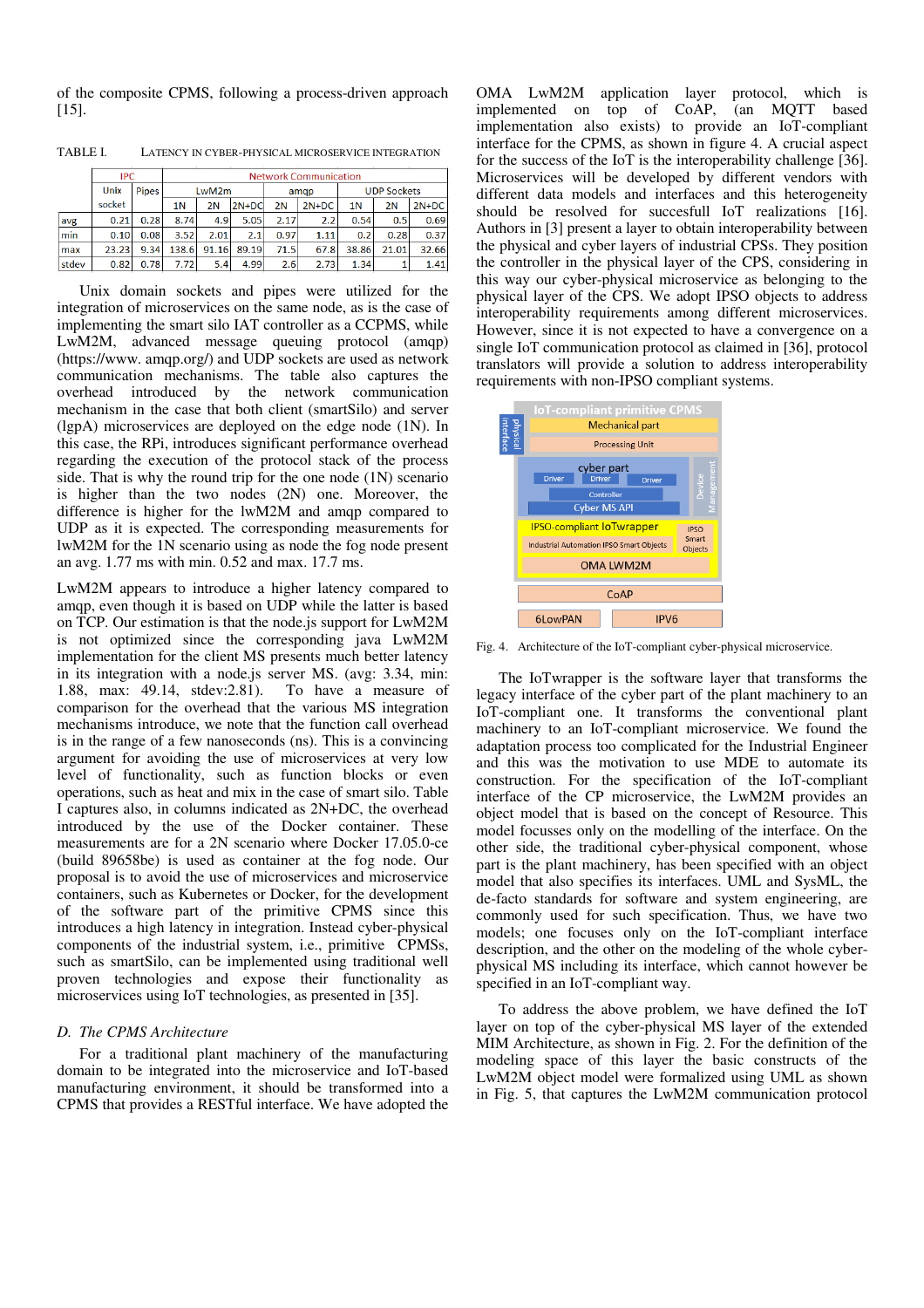of the composite CPMS, following a process-driven approach [15].

TABLE I. LATENCY IN CYBER-PHYSICAL MICROSERVICE INTEGRATION

| | IPC | | Network Communication | | | | | | | | |
|---|---|---|---|---|---|---|---|---|---|---|---|
| | Unix socket | Pipes | LwM2m | | | amqp | | UDP Sockets | | | |
| | | | 1N | 2N | 2N+DC | 2N | 2N+DC | 1N | 2N | 2N+DC | |
| avg | 0.21 | 0.28 | 8.74 | 4.9 | 5.05 | 2.17 | 2.2 | 0.54 | 0.5 | 0.69 | |
| min | 0.10 | 0.08 | 3.52 | 2.01 | 2.1 | 0.97 | 1.11 | 0.2 | 0.28 | 0.37 | |
| max | 23.23 | 9.34 | 138.6 | 91.16 | 89.19 | 71.5 | 67.8 | 38.86 | 21.01 | 32.66 | |
| stdev | 0.82 | 0.78 | 7.72 | 5.4 | 4.99 | 2.6 | 2.73 | 1.34 | 1 | 1.41 | |

Unix domain sockets and pipes were utilized for the integration of microservices on the same node, as is the case of implementing the smart silo IAT controller as a CCPMS, while LwM2M, advanced message queuing protocol (amqp) (https://www. amqp.org/) and UDP sockets are used as network communication mechanisms. The table also captures the overhead introduced by the network communication mechanism in the case that both client (smartSilo) and server (lgpA) microservices are deployed on the edge node (1N). In this case, the RPi, introduces significant performance overhead regarding the execution of the protocol stack of the process side. That is why the round trip for the one node (1N) scenario is higher than the two nodes (2N) one. Moreover, the difference is higher for the lwM2M and amqp compared to UDP as it is expected. The corresponding measurements for lwM2M for the 1N scenario using as node the fog node present an avg. 1.77 ms with min. 0.52 and max. 17.7 ms.

LwM2M appears to introduce a higher latency compared to amqp, even though it is based on UDP while the latter is based on TCP. Our estimation is that the node.js support for LwM2M is not optimized since the corresponding java LwM2M implementation for the client MS presents much better latency in its integration with a node.js server MS. (avg: 3.34, min: 1.88, max: 49.14, stdev:2.81). To have a measure of comparison for the overhead that the various MS integration mechanisms introduce, we note that the function call overhead is in the range of a few nanoseconds (ns). This is a convincing argument for avoiding the use of microservices at very low level of functionality, such as function blocks or even operations, such as heat and mix in the case of smart silo. Table I captures also, in columns indicated as 2N+DC, the overhead introduced by the use of the Docker container. These measurements are for a 2N scenario where Docker 17.05.0-ce (build 89658be) is used as container at the fog node. Our proposal is to avoid the use of microservices and microservice containers, such as Kubernetes or Docker, for the development of the software part of the primitive CPMS since this introduces a high latency in integration. Instead cyber-physical components of the industrial system, i.e., primitive CPMSs, such as smartSilo, can be implemented using traditional well proven technologies and expose their functionality as microservices using IoT technologies, as presented in [35].

### D. The CPMS Architecture

For a traditional plant machinery of the manufacturing domain to be integrated into the microservice and IoT-based manufacturing environment, it should be transformed into a CPMS that provides a RESTful interface. We have adopted the OMA LwM2M application layer protocol, which is implemented on top of CoAP, (an MQTT based implementation also exists) to provide an IoT-compliant interface for the CPMS, as shown in figure 4. A crucial aspect for the success of the IoT is the interoperability challenge [36]. Microservices will be developed by different vendors with different data models and interfaces and this heterogeneity should be resolved for successfull IoT realizations [16]. Authors in [3] present a layer to obtain interoperability between the physical and cyber layers of industrial CPSs. They position the controller in the physical layer of the CPS, considering in this way our cyber-physical microservice as belonging to the physical layer of the CPS. We adopt IPSO objects to address interoperability requirements among different microservices. However, since it is not expected to have a convergence on a single IoT communication protocol as claimed in [36], protocol translators will provide a solution to address interoperability requirements with non-IPSO compliant systems.

Fig. 4. Architecture of the IoT-compliant cyber-physical microservice.

The IoTwrapper is the software layer that transforms the legacy interface of the cyber part of the plant machinery to an IoT-compliant one. It transforms the conventional plant machinery to an IoT-compliant microservice. We found the adaptation process too complicated for the Industrial Engineer and this was the motivation to use MDE to automate its construction. For the specification of the IoT-compliant interface of the CP microservice, the LwM2M provides an object model that is based on the concept of Resource. This model focusses only on the modelling of the interface. On the other side, the traditional cyber-physical component, whose part is the plant machinery, has been specified with an object model that also specifies its interfaces. UML and SysML, the de-facto standards for software and system engineering, are commonly used for such specification. Thus, we have two models; one focuses only on the IoT-compliant interface description, and the other on the modeling of the whole cyber-physical MS including its interface, which cannot however be specified in an IoT-compliant way.

To address the above problem, we have defined the IoT layer on top of the cyber-physical MS layer of the extended MIM Architecture, as shown in Fig. 2. For the definition of the modeling space of this layer the basic constructs of the LwM2M object model were formalized using UML as shown in Fig. 5, that captures the LwM2M communication protocol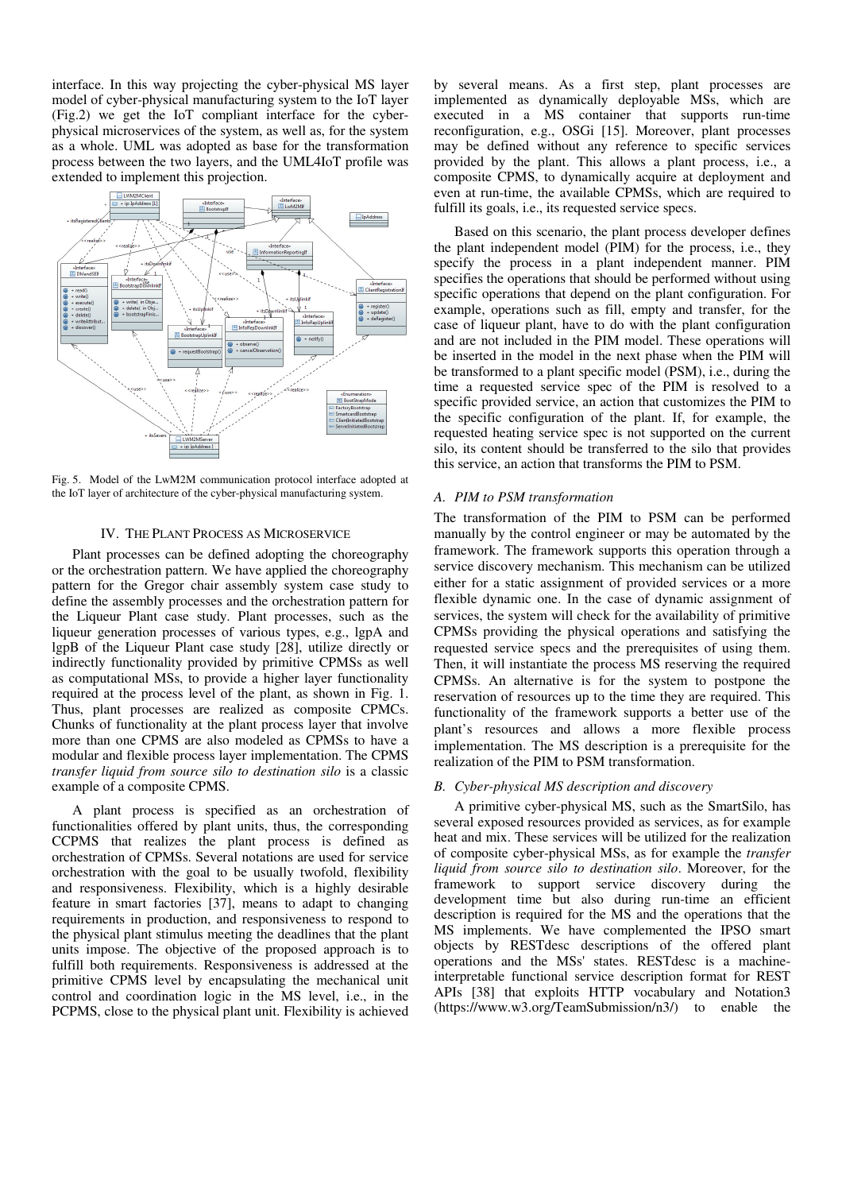interface. In this way projecting the cyber-physical MS layer model of cyber-physical manufacturing system to the IoT layer (Fig.2) we get the IoT compliant interface for the cyber-physical microservices of the system, as well as, for the system as a whole. UML was adopted as base for the transformation process between the two layers, and the UML4IoT profile was extended to implement this projection.

Fig. 5. Model of the LwM2M communication protocol interface adopted at the IoT layer of architecture of the cyber-physical manufacturing system.

## IV. The Plant Process as Microservice

Plant processes can be defined adopting the choreography or the orchestration pattern. We have applied the choreography pattern for the Gregor chair assembly system case study to define the assembly processes and the orchestration pattern for the Liqueur Plant case study. Plant processes, such as the liqueur generation processes of various types, e.g., lgpA and lgpB of the Liqueur Plant case study [28], utilize directly or indirectly functionality provided by primitive CPMSs as well as computational MSs, to provide a higher layer functionality required at the process level of the plant, as shown in Fig. 1. Thus, plant processes are realized as composite CPMCs. Chunks of functionality at the plant process layer that involve more than one CPMS are also modeled as CPMSs to have a modular and flexible process layer implementation. The CPMS *transfer liquid from source silo to destination silo* is a classic example of a composite CPMS.

A plant process is specified as an orchestration of functionalities offered by plant units, thus, the corresponding CCPMS that realizes the plant process is defined as orchestration of CPMSs. Several notations are used for service orchestration with the goal to be usually twofold, flexibility and responsiveness. Flexibility, which is a highly desirable feature in smart factories [37], means to adapt to changing requirements in production, and responsiveness to respond to the physical plant stimulus meeting the deadlines that the plant units impose. The objective of the proposed approach is to fulfill both requirements. Responsiveness is addressed at the primitive CPMS level by encapsulating the mechanical unit control and coordination logic in the MS level, i.e., in the PCPMS, close to the physical plant unit. Flexibility is achieved by several means. As a first step, plant processes are implemented as dynamically deployable MSs, which are executed in a MS container that supports run-time reconfiguration, e.g., OSGi [15]. Moreover, plant processes may be defined without any reference to specific services provided by the plant. This allows a plant process, i.e., a composite CPMS, to dynamically acquire at deployment and even at run-time, the available CPMSs, which are required to fulfill its goals, i.e., its requested service specs.

Based on this scenario, the plant process developer defines the plant independent model (PIM) for the process, i.e., they specify the process in a plant independent manner. PIM specifies the operations that should be performed without using specific operations that depend on the plant configuration. For example, operations such as fill, empty and transfer, for the case of liqueur plant, have to do with the plant configuration and are not included in the PIM model. These operations will be inserted in the model in the next phase when the PIM will be transformed to a plant specific model (PSM), i.e., during the time a requested service spec of the PIM is resolved to a specific provided service, an action that customizes the PIM to the specific configuration of the plant. If, for example, the requested heating service spec is not supported on the current silo, its content should be transferred to the silo that provides this service, an action that transforms the PIM to PSM.

### A. PIM to PSM transformation

The transformation of the PIM to PSM can be performed manually by the control engineer or may be automated by the framework. The framework supports this operation through a service discovery mechanism. This mechanism can be utilized either for a static assignment of provided services or a more flexible dynamic one. In the case of dynamic assignment of services, the system will check for the availability of primitive CPMSs providing the physical operations and satisfying the requested service specs and the prerequisites of using them. Then, it will instantiate the process MS reserving the required CPMSs. An alternative is for the system to postpone the reservation of resources up to the time they are required. This functionality of the framework supports a better use of the plant's resources and allows a more flexible process implementation. The MS description is a prerequisite for the realization of the PIM to PSM transformation.

### B. Cyber-physical MS description and discovery

A primitive cyber-physical MS, such as the SmartSilo, has several exposed resources provided as services, as for example heat and mix. These services will be utilized for the realization of composite cyber-physical MSs, as for example the *transfer liquid from source silo to destination silo*. Moreover, for the framework to support service discovery during the development time but also during run-time an efficient description is required for the MS and the operations that the MS implements. We have complemented the IPSO smart objects by RESTdesc descriptions of the offered plant operations and the MSs' states. RESTdesc is a machine-interpretable functional service description format for REST APIs [38] that exploits HTTP vocabulary and Notation3 (https://www.w3.org/TeamSubmission/n3/) to enable the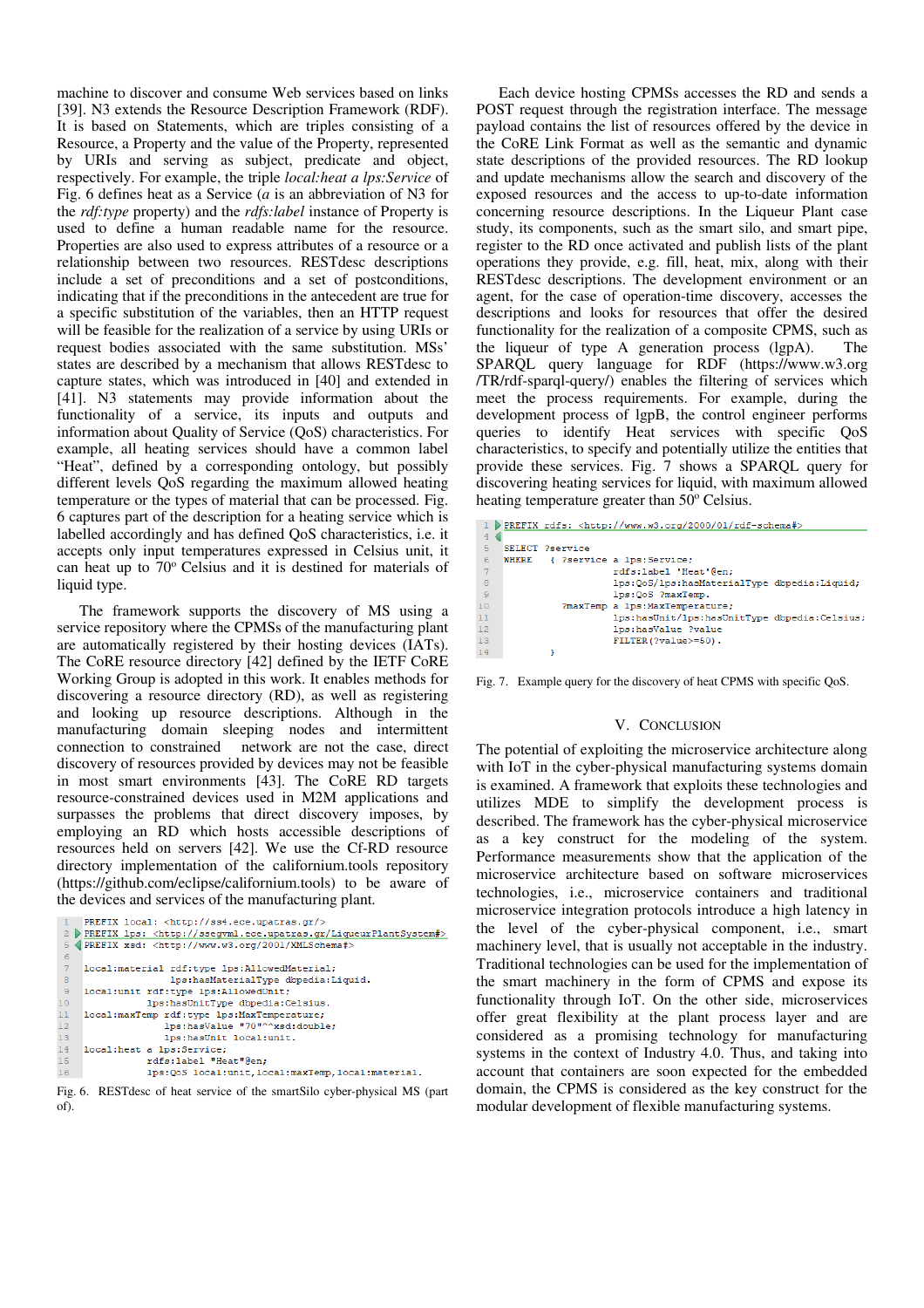machine to discover and consume Web services based on links [39]. N3 extends the Resource Description Framework (RDF). It is based on Statements, which are triples consisting of a Resource, a Property and the value of the Property, represented by URIs and serving as subject, predicate and object, respectively. For example, the triple *local:heat a lps:Service* of Fig. 6 defines heat as a Service (*a* is an abbreviation of N3 for the *rdf:type* property) and the *rdfs:label* instance of Property is used to define a human readable name for the resource. Properties are also used to express attributes of a resource or a relationship between two resources. RESTdesc descriptions include a set of preconditions and a set of postconditions, indicating that if the preconditions in the antecedent are true for a specific substitution of the variables, then an HTTP request will be feasible for the realization of a service by using URIs or request bodies associated with the same substitution. MSs' states are described by a mechanism that allows RESTdesc to capture states, which was introduced in [40] and extended in [41]. N3 statements may provide information about the functionality of a service, its inputs and outputs and information about Quality of Service (QoS) characteristics. For example, all heating services should have a common label "Heat", defined by a corresponding ontology, but possibly different levels QoS regarding the maximum allowed heating temperature or the types of material that can be processed. Fig. 6 captures part of the description for a heating service which is labelled accordingly and has defined QoS characteristics, i.e. it accepts only input temperatures expressed in Celsius unit, it can heat up to 70º Celsius and it is destined for materials of liquid type.

The framework supports the discovery of MS using a service repository where the CPMSs of the manufacturing plant are automatically registered by their hosting devices (IATs). The CoRE resource directory [42] defined by the IETF CoRE Working Group is adopted in this work. It enables methods for discovering a resource directory (RD), as well as registering and looking up resource descriptions. Although in the manufacturing domain sleeping nodes and intermittent connection to constrained network are not the case, direct discovery of resources provided by devices may not be feasible in most smart environments [43]. The CoRE RD targets resource-constrained devices used in M2M applications and surpasses the problems that direct discovery imposes, by employing an RD which hosts accessible descriptions of resources held on servers [42]. We use the Cf-RD resource directory implementation of the californium.tools repository (https://github.com/eclipse/californium.tools) to be aware of the devices and services of the manufacturing plant.

```
1  PREFIX local: <http://ss4.ece.upatras.gr/>
2  PREFIX lps: <http://ssegvml.ece.upatras.gr/LiqeurPlantSystem#>
5  PREFIX xsd: <http://www.w3.org/2001/XMLSchema#>
6
7  local:material rdf:type lps:AllowedMaterial;
8                 lps:hasMaterialType dbpedia:Liquid.
9  local:unit rdf:type lps:AllowedUnit;
10            lps:hasUnitType dbpedia:Celsius.
11 local:maxTemp rdf:type lps:MaxTemperature;
12            lps:hasValue "70"^^xsd:double;
13            lps:hasUnit local:unit.
14 local:heat a lps:Service;
15            rdfs:label "Heat"@en;
16            lps:QoS local:unit,local:maxTemp,local:material.
```

Fig. 6. RESTdesc of heat service of the smartSilo cyber-physical MS (part of).

Each device hosting CPMSs accesses the RD and sends a POST request through the registration interface. The message payload contains the list of resources offered by the device in the CoRE Link Format as well as the semantic and dynamic state descriptions of the provided resources. The RD lookup and update mechanisms allow the search and discovery of the exposed resources and the access to up-to-date information concerning resource descriptions. In the Liqueur Plant case study, its components, such as the smart silo, and smart pipe, register to the RD once activated and publish lists of the plant operations they provide, e.g. fill, heat, mix, along with their RESTdesc descriptions. The development environment or an agent, for the case of operation-time discovery, accesses the descriptions and looks for resources that offer the desired functionality for the realization of a composite CPMS, such as the liqueur of type A generation process (lgpA). The SPARQL query language for RDF (https://www.w3.org /TR/rdf-sparql-query/) enables the filtering of services which meet the process requirements. For example, during the development process of lgpB, the control engineer performs queries to identify Heat services with specific QoS characteristics, to specify and potentially utilize the entities that provide these services. Fig. 7 shows a SPARQL query for discovering heating services for liquid, with maximum allowed heating temperature greater than 50º Celsius.

```
1  PREFIX rdfs: <http://www.w3.org/2000/01/rdf-schema#>
4
5  SELECT ?service
6  WHERE   { ?service a lps:Service;
7                   rdfs:label 'Heat'@en;
8                   lps:QoS/lps:hasMaterialType dbpedia:Liquid;
9                   lps:QoS ?maxTemp.
10          ?maxTemp a lps:MaxTemperature;
11                   lps:hasUnit/lps:hasUnitType dbpedia:Celsius;
12                   lps:hasValue ?value
13                   FILTER(?value>=50).
14         }
```

Fig. 7. Example query for the discovery of heat CPMS with specific QoS.

## V. Conclusion

The potential of exploiting the microservice architecture along with IoT in the cyber-physical manufacturing systems domain is examined. A framework that exploits these technologies and utilizes MDE to simplify the development process is described. The framework has the cyber-physical microservice as a key construct for the modeling of the system. Performance measurements show that the application of the microservice architecture based on software microservices technologies, i.e., microservice containers and traditional microservice integration protocols introduce a high latency in the level of the cyber-physical component, i.e., smart machinery level, that is usually not acceptable in the industry. Traditional technologies can be used for the implementation of the smart machinery in the form of CPMS and expose its functionality through IoT. On the other side, microservices offer great flexibility at the plant process layer and are considered as a promising technology for manufacturing systems in the context of Industry 4.0. Thus, and taking into account that containers are soon expected for the embedded domain, the CPMS is considered as the key construct for the modular development of flexible manufacturing systems.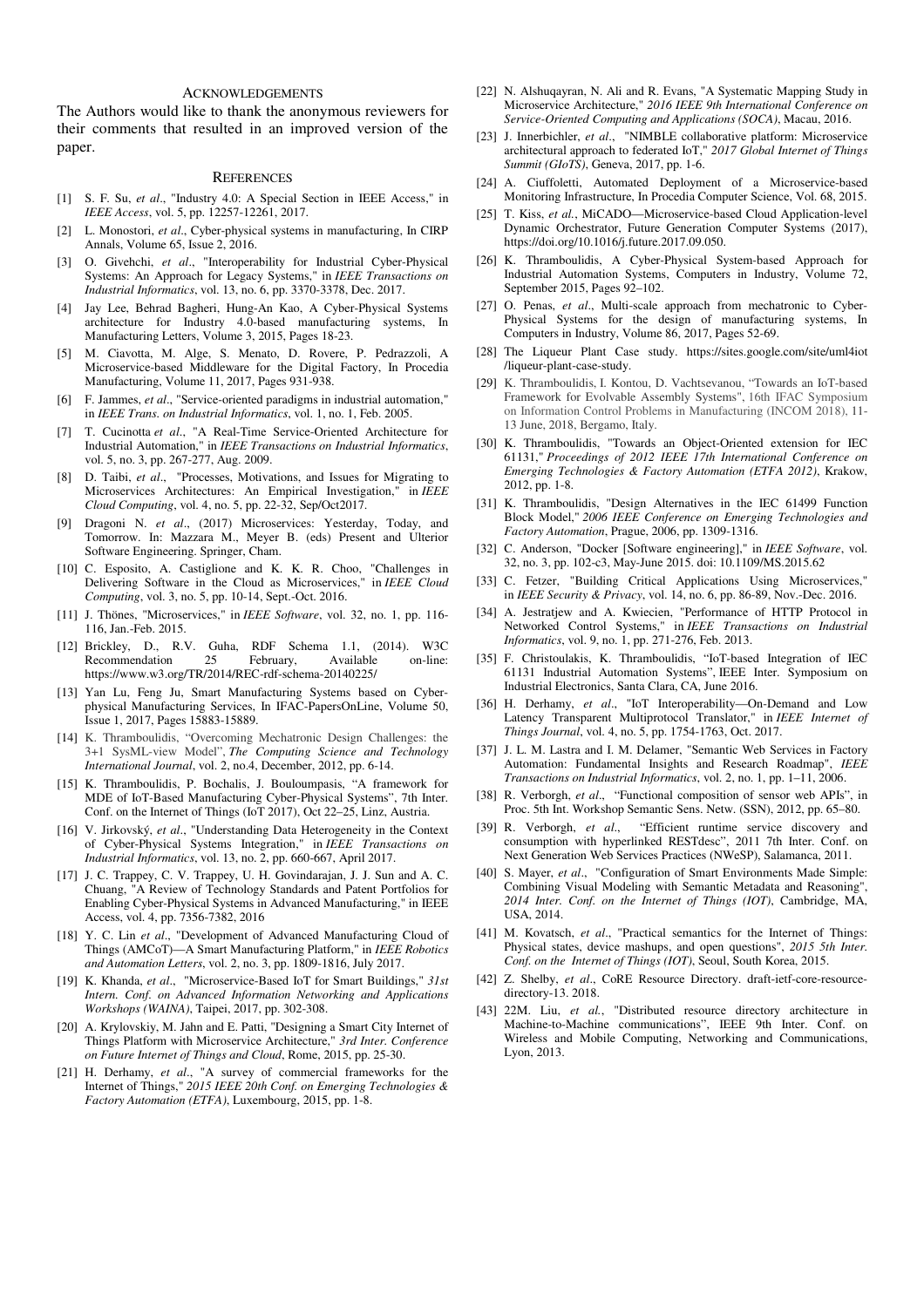## ACKNOWLEDGEMENTS

The Authors would like to thank the anonymous reviewers for their comments that resulted in an improved version of the paper.

## REFERENCES

[1] S. F. Su, *et al*., "Industry 4.0: A Special Section in IEEE Access," in *IEEE Access*, vol. 5, pp. 12257-12261, 2017.

[2] L. Monostori, *et al*., Cyber-physical systems in manufacturing, In CIRP Annals, Volume 65, Issue 2, 2016.

[3] O. Givehchi, *et al*., "Interoperability for Industrial Cyber-Physical Systems: An Approach for Legacy Systems," in *IEEE Transactions on Industrial Informatics*, vol. 13, no. 6, pp. 3370-3378, Dec. 2017.

[4] Jay Lee, Behrad Bagheri, Hung-An Kao, A Cyber-Physical Systems architecture for Industry 4.0-based manufacturing systems, In Manufacturing Letters, Volume 3, 2015, Pages 18-23.

[5] M. Ciavotta, M. Alge, S. Menato, D. Rovere, P. Pedrazzoli, A Microservice-based Middleware for the Digital Factory, In Procedia Manufacturing, Volume 11, 2017, Pages 931-938.

[6] F. Jammes, *et al*., "Service-oriented paradigms in industrial automation," in *IEEE Trans. on Industrial Informatics*, vol. 1, no. 1, Feb. 2005.

[7] T. Cucinotta *et al*., "A Real-Time Service-Oriented Architecture for Industrial Automation," in *IEEE Transactions on Industrial Informatics*, vol. 5, no. 3, pp. 267-277, Aug. 2009.

[8] D. Taibi, *et al*., "Processes, Motivations, and Issues for Migrating to Microservices Architectures: An Empirical Investigation," in *IEEE Cloud Computing*, vol. 4, no. 5, pp. 22-32, Sep/Oct2017.

[9] Dragoni N. *et al*., (2017) Microservices: Yesterday, Today, and Tomorrow. In: Mazzara M., Meyer B. (eds) Present and Ulterior Software Engineering. Springer, Cham.

[10] C. Esposito, A. Castiglione and K. K. R. Choo, "Challenges in Delivering Software in the Cloud as Microservices," in *IEEE Cloud Computing*, vol. 3, no. 5, pp. 10-14, Sept.-Oct. 2016.

[11] J. Thönes, "Microservices," in *IEEE Software*, vol. 32, no. 1, pp. 116-116, Jan.-Feb. 2015.

[12] Brickley, D., R.V. Guha, RDF Schema 1.1, (2014). W3C Recommendation 25 February, Available on-line: https://www.w3.org/TR/2014/REC-rdf-schema-20140225/

[13] Yan Lu, Feng Ju, Smart Manufacturing Systems based on Cyber-physical Manufacturing Services, In IFAC-PapersOnLine, Volume 50, Issue 1, 2017, Pages 15883-15889.

[14] K. Thramboulidis, "Overcoming Mechatronic Design Challenges: the 3+1 SysML-view Model", *The Computing Science and Technology International Journal*, vol. 2, no.4, December, 2012, pp. 6-14.

[15] K. Thramboulidis, P. Bochalis, J. Bouloumpasis, "A framework for MDE of IoT-Based Manufacturing Cyber-Physical Systems", 7th Inter. Conf. on the Internet of Things (IoT 2017), Oct 22–25, Linz, Austria.

[16] V. Jirkovský, *et al*., "Understanding Data Heterogeneity in the Context of Cyber-Physical Systems Integration," in *IEEE Transactions on Industrial Informatics*, vol. 13, no. 2, pp. 660-667, April 2017.

[17] J. C. Trappey, C. V. Trappey, U. H. Govindarajan, J. J. Sun and A. C. Chuang, "A Review of Technology Standards and Patent Portfolios for Enabling Cyber-Physical Systems in Advanced Manufacturing," in IEEE Access, vol. 4, pp. 7356-7382, 2016

[18] Y. C. Lin *et al*., "Development of Advanced Manufacturing Cloud of Things (AMCoT)—A Smart Manufacturing Platform," in *IEEE Robotics and Automation Letters*, vol. 2, no. 3, pp. 1809-1816, July 2017.

[19] K. Khanda, *et al*., "Microservice-Based IoT for Smart Buildings," *31st Intern. Conf. on Advanced Information Networking and Applications Workshops (WAINA)*, Taipei, 2017, pp. 302-308.

[20] A. Krylovskiy, M. Jahn and E. Patti, "Designing a Smart City Internet of Things Platform with Microservice Architecture," *3rd Inter. Conference on Future Internet of Things and Cloud*, Rome, 2015, pp. 25-30.

[21] H. Derhamy, *et al*., "A survey of commercial frameworks for the Internet of Things," *2015 IEEE 20th Conf. on Emerging Technologies & Factory Automation (ETFA)*, Luxembourg, 2015, pp. 1-8.

[22] N. Alshuqayran, N. Ali and R. Evans, "A Systematic Mapping Study in Microservice Architecture," *2016 IEEE 9th International Conference on Service-Oriented Computing and Applications (SOCA)*, Macau, 2016.

[23] J. Innerbichler, *et al*., "NIMBLE collaborative platform: Microservice architectural approach to federated IoT," *2017 Global Internet of Things Summit (GIoTS)*, Geneva, 2017, pp. 1-6.

[24] A. Ciuffoletti, Automated Deployment of a Microservice-based Monitoring Infrastructure, In Procedia Computer Science, Vol. 68, 2015.

[25] T. Kiss, *et al.*, MiCADO—Microservice-based Cloud Application-level Dynamic Orchestrator, Future Generation Computer Systems (2017), https://doi.org/10.1016/j.future.2017.09.050.

[26] K. Thramboulidis, A Cyber-Physical System-based Approach for Industrial Automation Systems, Computers in Industry, Volume 72, September 2015, Pages 92–102.

[27] O. Penas, *et al*., Multi-scale approach from mechatronic to Cyber-Physical Systems for the design of manufacturing systems, In Computers in Industry, Volume 86, 2017, Pages 52-69.

[28] The Liqueur Plant Case study. https://sites.google.com/site/uml4iot/liqueur-plant-case-study.

[29] K. Thramboulidis, I. Kontou, D. Vachtsevanou, "Towards an IoT-based Framework for Evolvable Assembly Systems", 16th IFAC Symposium on Information Control Problems in Manufacturing (INCOM 2018), 11-13 June, 2018, Bergamo, Italy.

[30] K. Thramboulidis, "Towards an Object-Oriented extension for IEC 61131," *Proceedings of 2012 IEEE 17th International Conference on Emerging Technologies & Factory Automation (ETFA 2012)*, Krakow, 2012, pp. 1-8.

[31] K. Thramboulidis, "Design Alternatives in the IEC 61499 Function Block Model," *2006 IEEE Conference on Emerging Technologies and Factory Automation*, Prague, 2006, pp. 1309-1316.

[32] C. Anderson, "Docker [Software engineering]," in *IEEE Software*, vol. 32, no. 3, pp. 102-c3, May-June 2015. doi: 10.1109/MS.2015.62

[33] C. Fetzer, "Building Critical Applications Using Microservices," in *IEEE Security & Privacy*, vol. 14, no. 6, pp. 86-89, Nov.-Dec. 2016.

[34] A. Jestratjew and A. Kwiecien, "Performance of HTTP Protocol in Networked Control Systems," in *IEEE Transactions on Industrial Informatics*, vol. 9, no. 1, pp. 271-276, Feb. 2013.

[35] F. Christoulakis, K. Thramboulidis, "IoT-based Integration of IEC 61131 Industrial Automation Systems", IEEE Inter. Symposium on Industrial Electronics, Santa Clara, CA, June 2016.

[36] H. Derhamy, *et al*., "IoT Interoperability—On-Demand and Low Latency Transparent Multiprotocol Translator," in *IEEE Internet of Things Journal*, vol. 4, no. 5, pp. 1754-1763, Oct. 2017.

[37] J. L. M. Lastra and I. M. Delamer, "Semantic Web Services in Factory Automation: Fundamental Insights and Research Roadmap", *IEEE Transactions on Industrial Informatics*, vol. 2, no. 1, pp. 1–11, 2006.

[38] R. Verborgh, *et al*., "Functional composition of sensor web APIs", in Proc. 5th Int. Workshop Semantic Sens. Netw. (SSN), 2012, pp. 65–80.

[39] R. Verborgh, *et al*., "Efficient runtime service discovery and consumption with hyperlinked RESTdesc", 2011 7th Inter. Conf. on Next Generation Web Services Practices (NWeSP), Salamanca, 2011.

[40] S. Mayer, *et al*., "Configuration of Smart Environments Made Simple: Combining Visual Modeling with Semantic Metadata and Reasoning", *2014 Inter. Conf. on the Internet of Things (IOT)*, Cambridge, MA, USA, 2014.

[41] M. Kovatsch, *et al*., "Practical semantics for the Internet of Things: Physical states, device mashups, and open questions", *2015 5th Inter. Conf. on the Internet of Things (IOT)*, Seoul, South Korea, 2015.

[42] Z. Shelby, *et al*., CoRE Resource Directory. draft-ietf-core-resource-directory-13. 2018.

[43] 22M. Liu, *et al.*, "Distributed resource directory architecture in Machine-to-Machine communications", IEEE 9th Inter. Conf. on Wireless and Mobile Computing, Networking and Communications, Lyon, 2013.